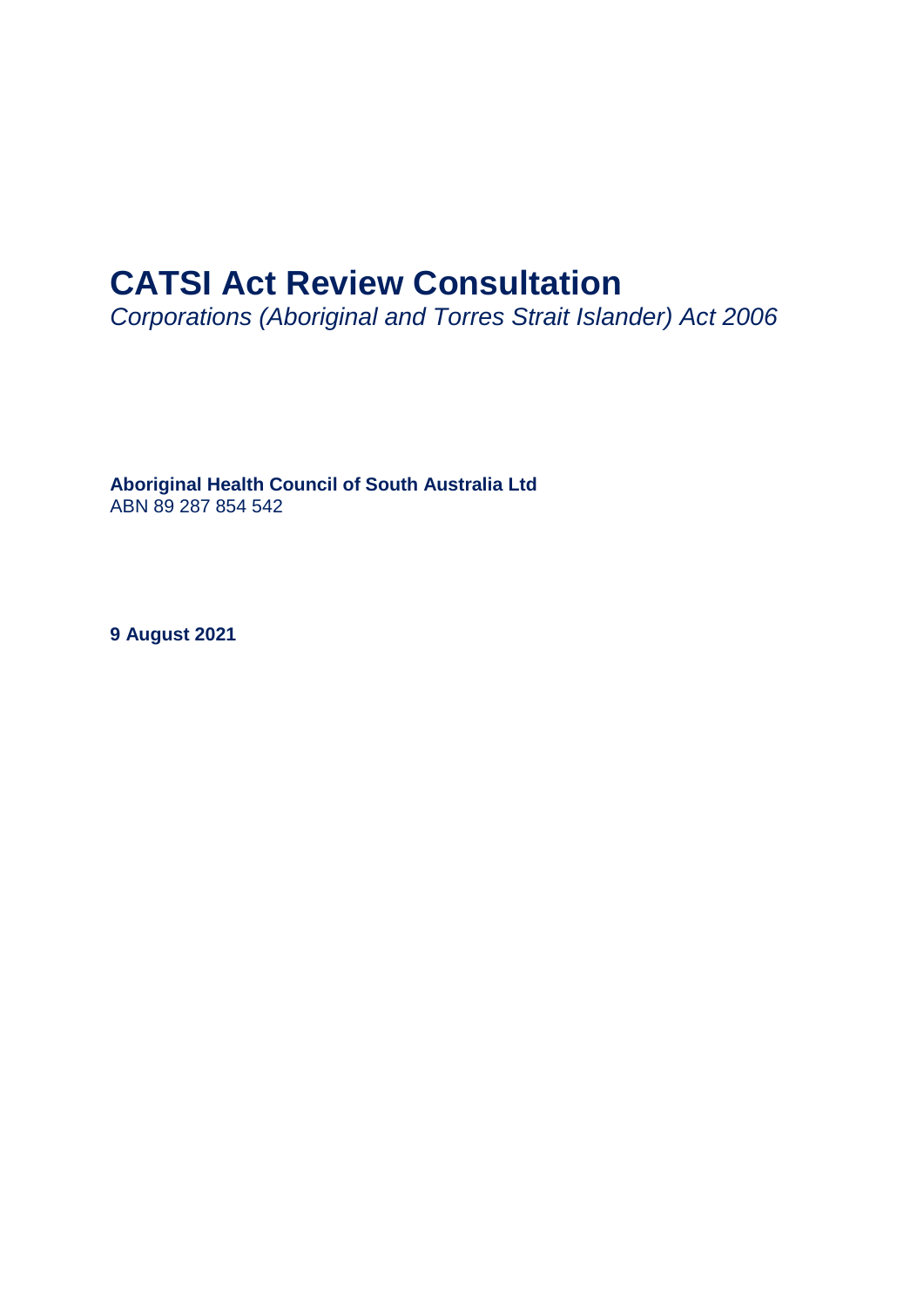# CATSI Act Review Consultation

*Corporations (Aboriginal and Torres Strait Islander) Act 2006*

**Aboriginal Health Council of South Australia Ltd**
ABN 89 287 854 542

**9 August 2021**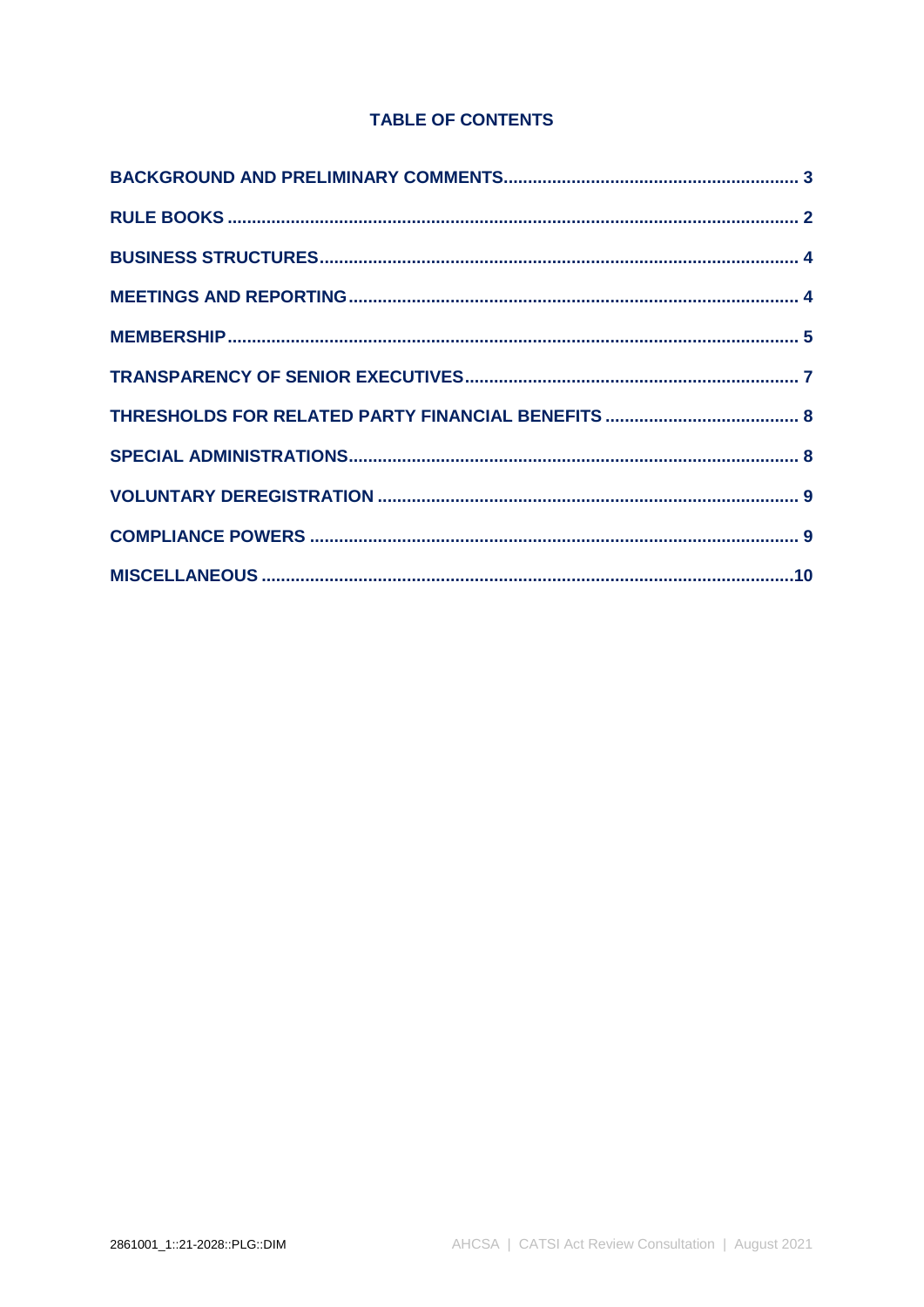## TABLE OF CONTENTS

| | |
|---|---|
| BACKGROUND AND PRELIMINARY COMMENTS | 3 |
| RULE BOOKS | 2 |
| BUSINESS STRUCTURES | 4 |
| MEETINGS AND REPORTING | 4 |
| MEMBERSHIP | 5 |
| TRANSPARENCY OF SENIOR EXECUTIVES | 7 |
| THRESHOLDS FOR RELATED PARTY FINANCIAL BENEFITS | 8 |
| SPECIAL ADMINISTRATIONS | 8 |
| VOLUNTARY DEREGISTRATION | 9 |
| COMPLIANCE POWERS | 9 |
| MISCELLANEOUS | 10 |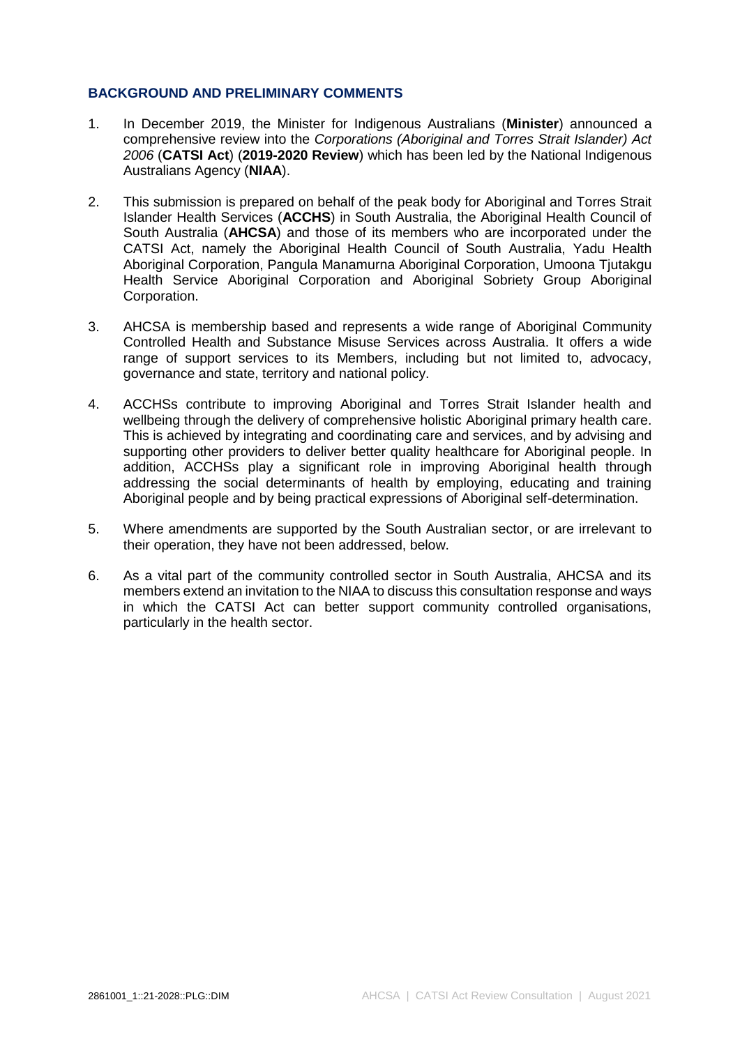## BACKGROUND AND PRELIMINARY COMMENTS

1. In December 2019, the Minister for Indigenous Australians (**Minister**) announced a comprehensive review into the *Corporations (Aboriginal and Torres Strait Islander) Act 2006* (**CATSI Act**) (**2019-2020 Review**) which has been led by the National Indigenous Australians Agency (**NIAA**).

2. This submission is prepared on behalf of the peak body for Aboriginal and Torres Strait Islander Health Services (**ACCHS**) in South Australia, the Aboriginal Health Council of South Australia (**AHCSA**) and those of its members who are incorporated under the CATSI Act, namely the Aboriginal Health Council of South Australia, Yadu Health Aboriginal Corporation, Pangula Manamurna Aboriginal Corporation, Umoona Tjutakgu Health Service Aboriginal Corporation and Aboriginal Sobriety Group Aboriginal Corporation.

3. AHCSA is membership based and represents a wide range of Aboriginal Community Controlled Health and Substance Misuse Services across Australia. It offers a wide range of support services to its Members, including but not limited to, advocacy, governance and state, territory and national policy.

4. ACCHSs contribute to improving Aboriginal and Torres Strait Islander health and wellbeing through the delivery of comprehensive holistic Aboriginal primary health care. This is achieved by integrating and coordinating care and services, and by advising and supporting other providers to deliver better quality healthcare for Aboriginal people. In addition, ACCHSs play a significant role in improving Aboriginal health through addressing the social determinants of health by employing, educating and training Aboriginal people and by being practical expressions of Aboriginal self-determination.

5. Where amendments are supported by the South Australian sector, or are irrelevant to their operation, they have not been addressed, below.

6. As a vital part of the community controlled sector in South Australia, AHCSA and its members extend an invitation to the NIAA to discuss this consultation response and ways in which the CATSI Act can better support community controlled organisations, particularly in the health sector.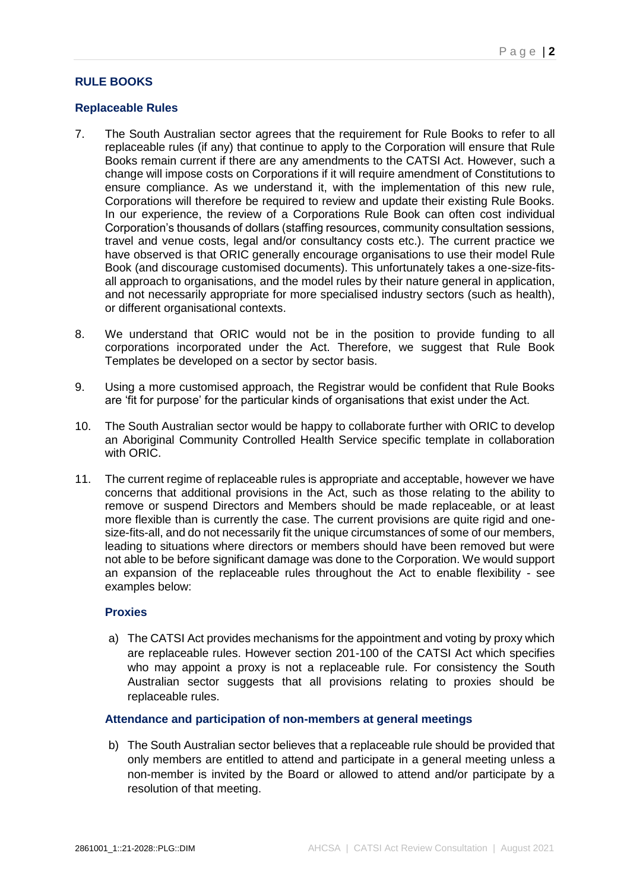## RULE BOOKS

### Replaceable Rules

7. The South Australian sector agrees that the requirement for Rule Books to refer to all replaceable rules (if any) that continue to apply to the Corporation will ensure that Rule Books remain current if there are any amendments to the CATSI Act. However, such a change will impose costs on Corporations if it will require amendment of Constitutions to ensure compliance. As we understand it, with the implementation of this new rule, Corporations will therefore be required to review and update their existing Rule Books. In our experience, the review of a Corporations Rule Book can often cost individual Corporation's thousands of dollars (staffing resources, community consultation sessions, travel and venue costs, legal and/or consultancy costs etc.). The current practice we have observed is that ORIC generally encourage organisations to use their model Rule Book (and discourage customised documents). This unfortunately takes a one-size-fits-all approach to organisations, and the model rules by their nature general in application, and not necessarily appropriate for more specialised industry sectors (such as health), or different organisational contexts.

8. We understand that ORIC would not be in the position to provide funding to all corporations incorporated under the Act. Therefore, we suggest that Rule Book Templates be developed on a sector by sector basis.

9. Using a more customised approach, the Registrar would be confident that Rule Books are 'fit for purpose' for the particular kinds of organisations that exist under the Act.

10. The South Australian sector would be happy to collaborate further with ORIC to develop an Aboriginal Community Controlled Health Service specific template in collaboration with ORIC.

11. The current regime of replaceable rules is appropriate and acceptable, however we have concerns that additional provisions in the Act, such as those relating to the ability to remove or suspend Directors and Members should be made replaceable, or at least more flexible than is currently the case. The current provisions are quite rigid and one-size-fits-all, and do not necessarily fit the unique circumstances of some of our members, leading to situations where directors or members should have been removed but were not able to be before significant damage was done to the Corporation. We would support an expansion of the replaceable rules throughout the Act to enable flexibility - see examples below:

#### Proxies

a) The CATSI Act provides mechanisms for the appointment and voting by proxy which are replaceable rules. However section 201-100 of the CATSI Act which specifies who may appoint a proxy is not a replaceable rule. For consistency the South Australian sector suggests that all provisions relating to proxies should be replaceable rules.

#### Attendance and participation of non-members at general meetings

b) The South Australian sector believes that a replaceable rule should be provided that only members are entitled to attend and participate in a general meeting unless a non-member is invited by the Board or allowed to attend and/or participate by a resolution of that meeting.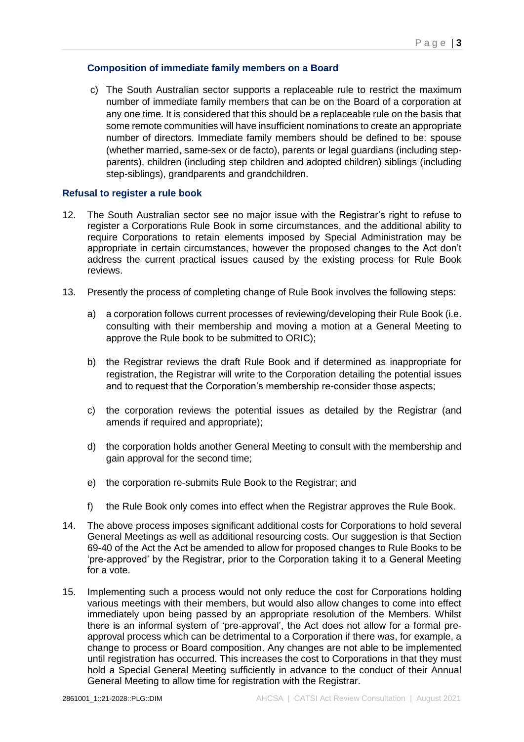### Composition of immediate family members on a Board

c) The South Australian sector supports a replaceable rule to restrict the maximum number of immediate family members that can be on the Board of a corporation at any one time. It is considered that this should be a replaceable rule on the basis that some remote communities will have insufficient nominations to create an appropriate number of directors. Immediate family members should be defined to be: spouse (whether married, same-sex or de facto), parents or legal guardians (including step-parents), children (including step children and adopted children) siblings (including step-siblings), grandparents and grandchildren.

### Refusal to register a rule book

12. The South Australian sector see no major issue with the Registrar's right to refuse to register a Corporations Rule Book in some circumstances, and the additional ability to require Corporations to retain elements imposed by Special Administration may be appropriate in certain circumstances, however the proposed changes to the Act don't address the current practical issues caused by the existing process for Rule Book reviews.

13. Presently the process of completing change of Rule Book involves the following steps:

    a) a corporation follows current processes of reviewing/developing their Rule Book (i.e. consulting with their membership and moving a motion at a General Meeting to approve the Rule book to be submitted to ORIC);

    b) the Registrar reviews the draft Rule Book and if determined as inappropriate for registration, the Registrar will write to the Corporation detailing the potential issues and to request that the Corporation's membership re-consider those aspects;

    c) the corporation reviews the potential issues as detailed by the Registrar (and amends if required and appropriate);

    d) the corporation holds another General Meeting to consult with the membership and gain approval for the second time;

    e) the corporation re-submits Rule Book to the Registrar; and

    f) the Rule Book only comes into effect when the Registrar approves the Rule Book.

14. The above process imposes significant additional costs for Corporations to hold several General Meetings as well as additional resourcing costs. Our suggestion is that Section 69-40 of the Act the Act be amended to allow for proposed changes to Rule Books to be 'pre-approved' by the Registrar, prior to the Corporation taking it to a General Meeting for a vote.

15. Implementing such a process would not only reduce the cost for Corporations holding various meetings with their members, but would also allow changes to come into effect immediately upon being passed by an appropriate resolution of the Members. Whilst there is an informal system of 'pre-approval', the Act does not allow for a formal pre-approval process which can be detrimental to a Corporation if there was, for example, a change to process or Board composition. Any changes are not able to be implemented until registration has occurred. This increases the cost to Corporations in that they must hold a Special General Meeting sufficiently in advance to the conduct of their Annual General Meeting to allow time for registration with the Registrar.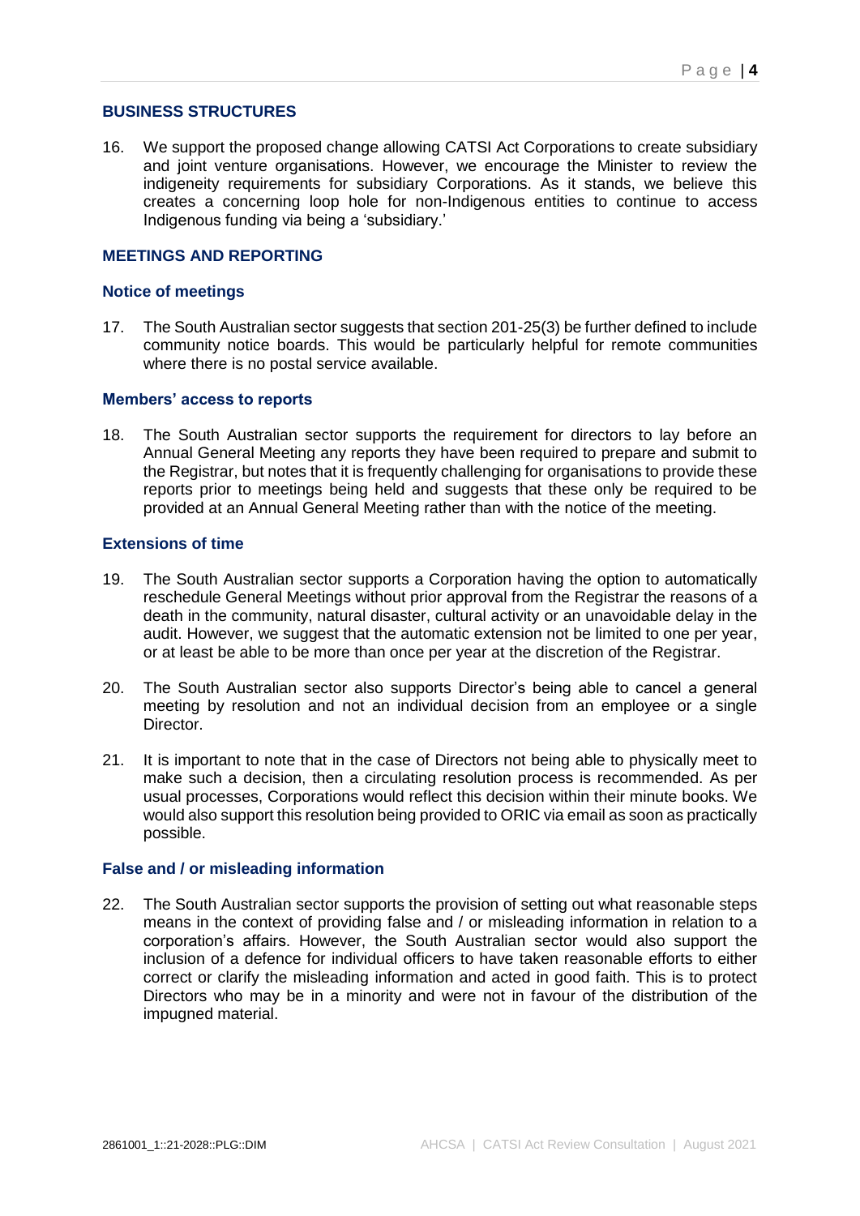## BUSINESS STRUCTURES

16. We support the proposed change allowing CATSI Act Corporations to create subsidiary and joint venture organisations. However, we encourage the Minister to review the indigeneity requirements for subsidiary Corporations. As it stands, we believe this creates a concerning loop hole for non-Indigenous entities to continue to access Indigenous funding via being a 'subsidiary.'

## MEETINGS AND REPORTING

### Notice of meetings

17. The South Australian sector suggests that section 201-25(3) be further defined to include community notice boards. This would be particularly helpful for remote communities where there is no postal service available.

### Members' access to reports

18. The South Australian sector supports the requirement for directors to lay before an Annual General Meeting any reports they have been required to prepare and submit to the Registrar, but notes that it is frequently challenging for organisations to provide these reports prior to meetings being held and suggests that these only be required to be provided at an Annual General Meeting rather than with the notice of the meeting.

### Extensions of time

19. The South Australian sector supports a Corporation having the option to automatically reschedule General Meetings without prior approval from the Registrar the reasons of a death in the community, natural disaster, cultural activity or an unavoidable delay in the audit. However, we suggest that the automatic extension not be limited to one per year, or at least be able to be more than once per year at the discretion of the Registrar.

20. The South Australian sector also supports Director's being able to cancel a general meeting by resolution and not an individual decision from an employee or a single Director.

21. It is important to note that in the case of Directors not being able to physically meet to make such a decision, then a circulating resolution process is recommended. As per usual processes, Corporations would reflect this decision within their minute books. We would also support this resolution being provided to ORIC via email as soon as practically possible.

### False and / or misleading information

22. The South Australian sector supports the provision of setting out what reasonable steps means in the context of providing false and / or misleading information in relation to a corporation's affairs. However, the South Australian sector would also support the inclusion of a defence for individual officers to have taken reasonable efforts to either correct or clarify the misleading information and acted in good faith. This is to protect Directors who may be in a minority and were not in favour of the distribution of the impugned material.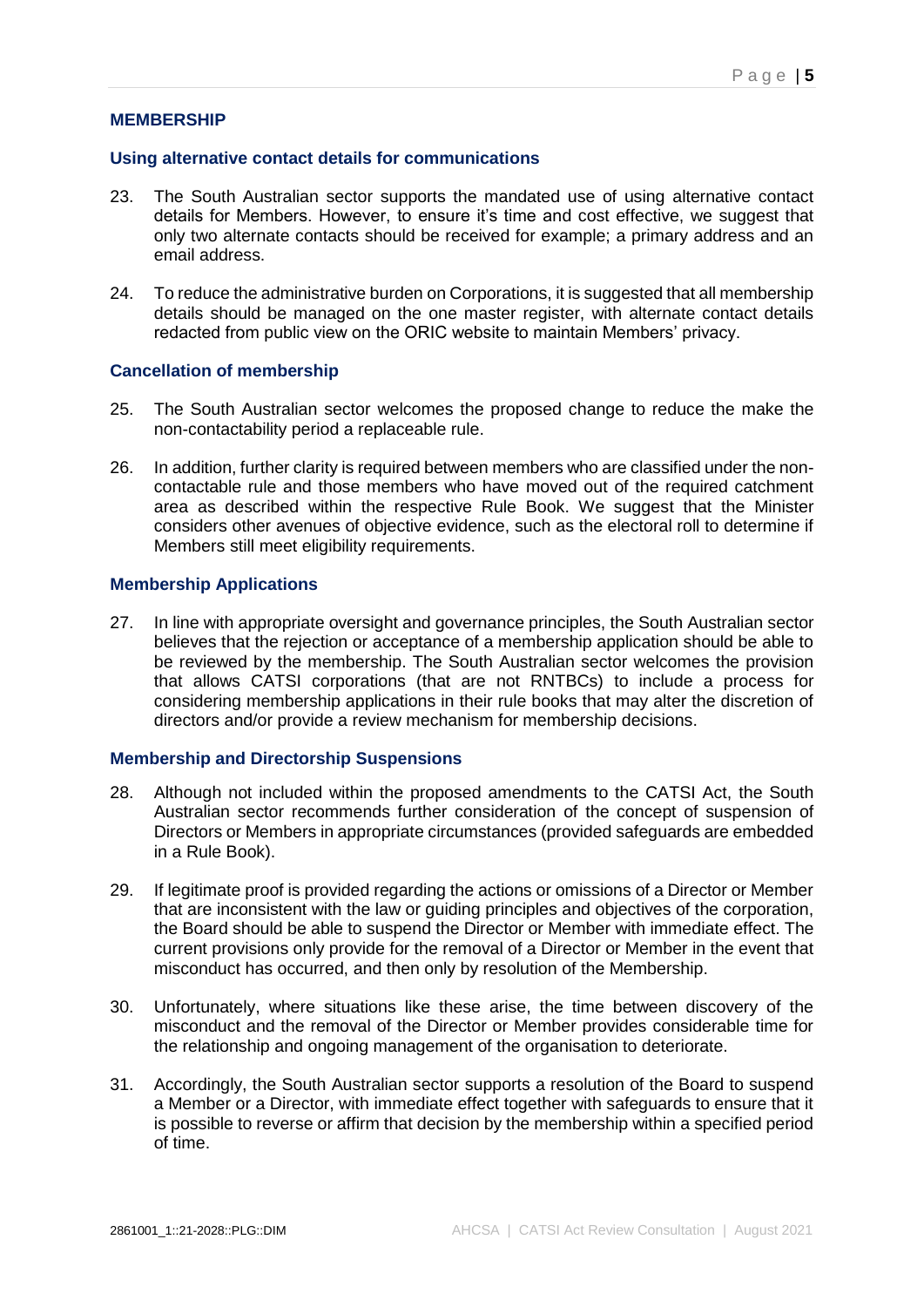## MEMBERSHIP

### Using alternative contact details for communications

23. The South Australian sector supports the mandated use of using alternative contact details for Members. However, to ensure it's time and cost effective, we suggest that only two alternate contacts should be received for example; a primary address and an email address.

24. To reduce the administrative burden on Corporations, it is suggested that all membership details should be managed on the one master register, with alternate contact details redacted from public view on the ORIC website to maintain Members' privacy.

### Cancellation of membership

25. The South Australian sector welcomes the proposed change to reduce the make the non-contactability period a replaceable rule.

26. In addition, further clarity is required between members who are classified under the non-contactable rule and those members who have moved out of the required catchment area as described within the respective Rule Book. We suggest that the Minister considers other avenues of objective evidence, such as the electoral roll to determine if Members still meet eligibility requirements.

### Membership Applications

27. In line with appropriate oversight and governance principles, the South Australian sector believes that the rejection or acceptance of a membership application should be able to be reviewed by the membership. The South Australian sector welcomes the provision that allows CATSI corporations (that are not RNTBCs) to include a process for considering membership applications in their rule books that may alter the discretion of directors and/or provide a review mechanism for membership decisions.

### Membership and Directorship Suspensions

28. Although not included within the proposed amendments to the CATSI Act, the South Australian sector recommends further consideration of the concept of suspension of Directors or Members in appropriate circumstances (provided safeguards are embedded in a Rule Book).

29. If legitimate proof is provided regarding the actions or omissions of a Director or Member that are inconsistent with the law or guiding principles and objectives of the corporation, the Board should be able to suspend the Director or Member with immediate effect. The current provisions only provide for the removal of a Director or Member in the event that misconduct has occurred, and then only by resolution of the Membership.

30. Unfortunately, where situations like these arise, the time between discovery of the misconduct and the removal of the Director or Member provides considerable time for the relationship and ongoing management of the organisation to deteriorate.

31. Accordingly, the South Australian sector supports a resolution of the Board to suspend a Member or a Director, with immediate effect together with safeguards to ensure that it is possible to reverse or affirm that decision by the membership within a specified period of time.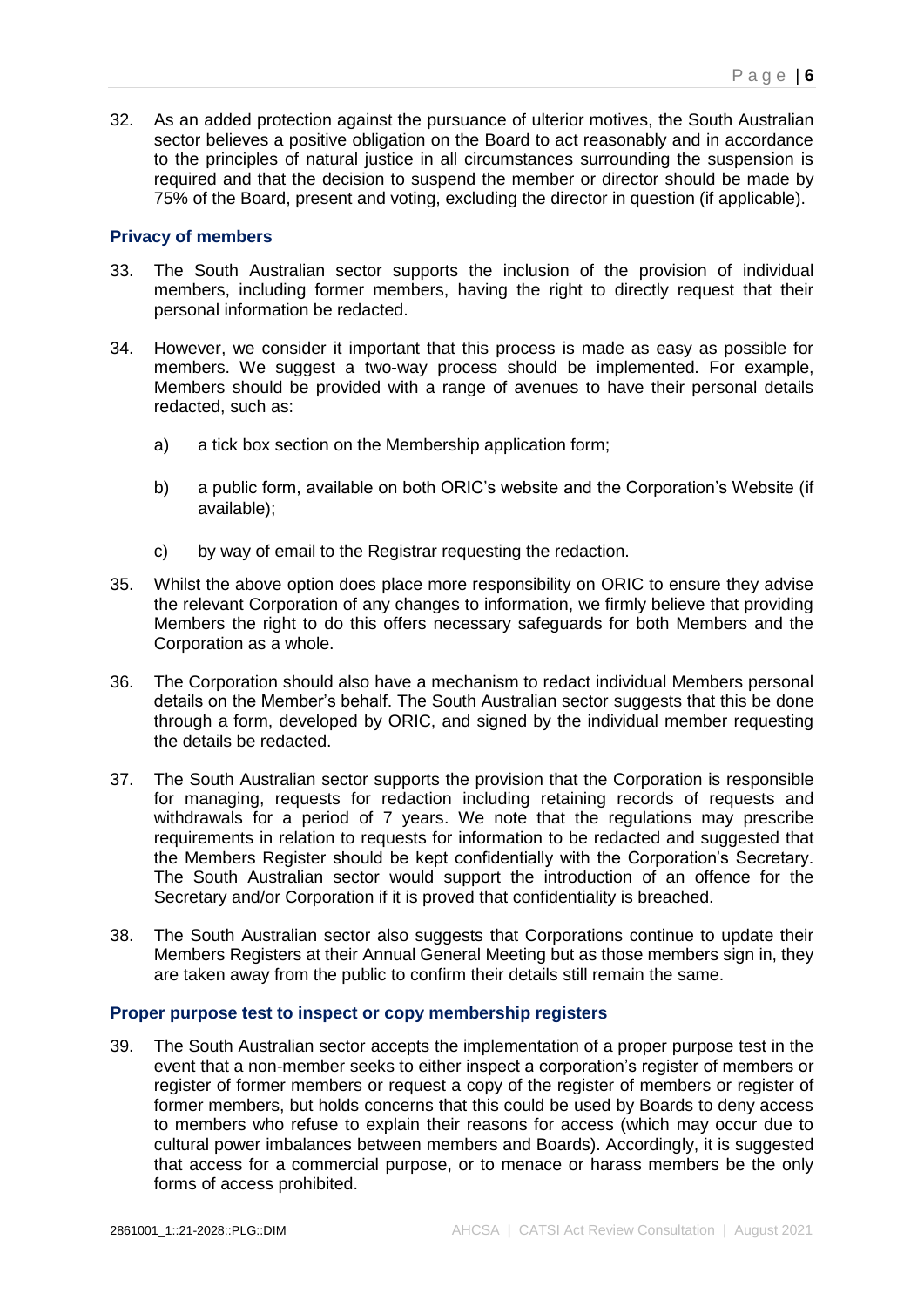32. As an added protection against the pursuance of ulterior motives, the South Australian sector believes a positive obligation on the Board to act reasonably and in accordance to the principles of natural justice in all circumstances surrounding the suspension is required and that the decision to suspend the member or director should be made by 75% of the Board, present and voting, excluding the director in question (if applicable).

### Privacy of members

33. The South Australian sector supports the inclusion of the provision of individual members, including former members, having the right to directly request that their personal information be redacted.

34. However, we consider it important that this process is made as easy as possible for members. We suggest a two-way process should be implemented. For example, Members should be provided with a range of avenues to have their personal details redacted, such as:

    a) a tick box section on the Membership application form;

    b) a public form, available on both ORIC's website and the Corporation's Website (if available);

    c) by way of email to the Registrar requesting the redaction.

35. Whilst the above option does place more responsibility on ORIC to ensure they advise the relevant Corporation of any changes to information, we firmly believe that providing Members the right to do this offers necessary safeguards for both Members and the Corporation as a whole.

36. The Corporation should also have a mechanism to redact individual Members personal details on the Member's behalf. The South Australian sector suggests that this be done through a form, developed by ORIC, and signed by the individual member requesting the details be redacted.

37. The South Australian sector supports the provision that the Corporation is responsible for managing, requests for redaction including retaining records of requests and withdrawals for a period of 7 years. We note that the regulations may prescribe requirements in relation to requests for information to be redacted and suggested that the Members Register should be kept confidentially with the Corporation's Secretary. The South Australian sector would support the introduction of an offence for the Secretary and/or Corporation if it is proved that confidentiality is breached.

38. The South Australian sector also suggests that Corporations continue to update their Members Registers at their Annual General Meeting but as those members sign in, they are taken away from the public to confirm their details still remain the same.

### Proper purpose test to inspect or copy membership registers

39. The South Australian sector accepts the implementation of a proper purpose test in the event that a non-member seeks to either inspect a corporation's register of members or register of former members or request a copy of the register of members or register of former members, but holds concerns that this could be used by Boards to deny access to members who refuse to explain their reasons for access (which may occur due to cultural power imbalances between members and Boards). Accordingly, it is suggested that access for a commercial purpose, or to menace or harass members be the only forms of access prohibited.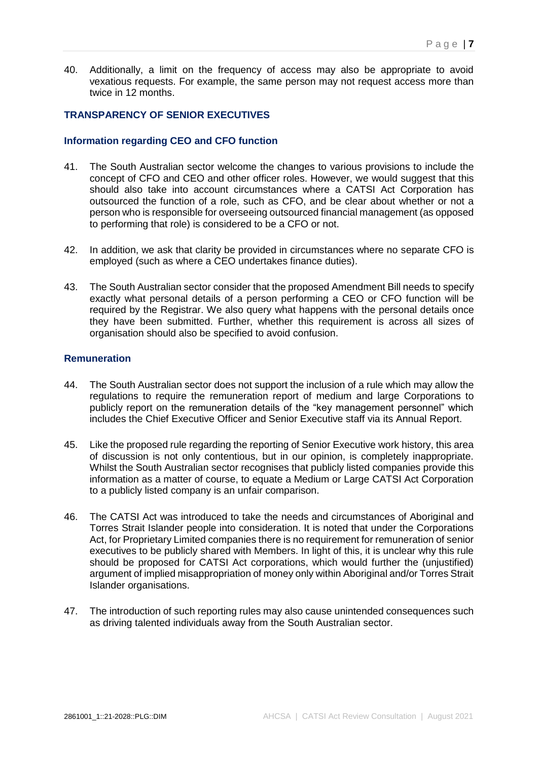40. Additionally, a limit on the frequency of access may also be appropriate to avoid vexatious requests. For example, the same person may not request access more than twice in 12 months.

## TRANSPARENCY OF SENIOR EXECUTIVES

### Information regarding CEO and CFO function

41. The South Australian sector welcome the changes to various provisions to include the concept of CFO and CEO and other officer roles. However, we would suggest that this should also take into account circumstances where a CATSI Act Corporation has outsourced the function of a role, such as CFO, and be clear about whether or not a person who is responsible for overseeing outsourced financial management (as opposed to performing that role) is considered to be a CFO or not.

42. In addition, we ask that clarity be provided in circumstances where no separate CFO is employed (such as where a CEO undertakes finance duties).

43. The South Australian sector consider that the proposed Amendment Bill needs to specify exactly what personal details of a person performing a CEO or CFO function will be required by the Registrar. We also query what happens with the personal details once they have been submitted. Further, whether this requirement is across all sizes of organisation should also be specified to avoid confusion.

### Remuneration

44. The South Australian sector does not support the inclusion of a rule which may allow the regulations to require the remuneration report of medium and large Corporations to publicly report on the remuneration details of the "key management personnel" which includes the Chief Executive Officer and Senior Executive staff via its Annual Report.

45. Like the proposed rule regarding the reporting of Senior Executive work history, this area of discussion is not only contentious, but in our opinion, is completely inappropriate. Whilst the South Australian sector recognises that publicly listed companies provide this information as a matter of course, to equate a Medium or Large CATSI Act Corporation to a publicly listed company is an unfair comparison.

46. The CATSI Act was introduced to take the needs and circumstances of Aboriginal and Torres Strait Islander people into consideration. It is noted that under the Corporations Act, for Proprietary Limited companies there is no requirement for remuneration of senior executives to be publicly shared with Members. In light of this, it is unclear why this rule should be proposed for CATSI Act corporations, which would further the (unjustified) argument of implied misappropriation of money only within Aboriginal and/or Torres Strait Islander organisations.

47. The introduction of such reporting rules may also cause unintended consequences such as driving talented individuals away from the South Australian sector.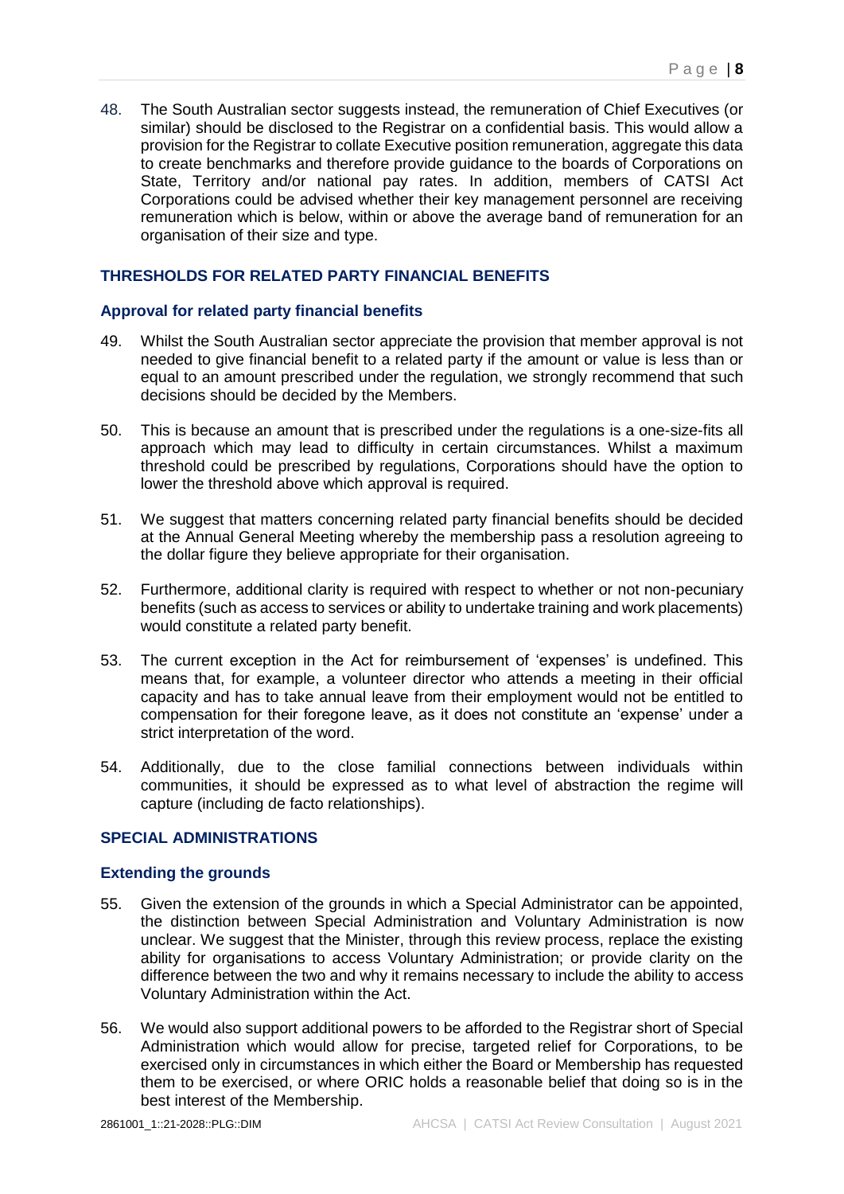48. The South Australian sector suggests instead, the remuneration of Chief Executives (or similar) should be disclosed to the Registrar on a confidential basis. This would allow a provision for the Registrar to collate Executive position remuneration, aggregate this data to create benchmarks and therefore provide guidance to the boards of Corporations on State, Territory and/or national pay rates. In addition, members of CATSI Act Corporations could be advised whether their key management personnel are receiving remuneration which is below, within or above the average band of remuneration for an organisation of their size and type.

## THRESHOLDS FOR RELATED PARTY FINANCIAL BENEFITS

### Approval for related party financial benefits

49. Whilst the South Australian sector appreciate the provision that member approval is not needed to give financial benefit to a related party if the amount or value is less than or equal to an amount prescribed under the regulation, we strongly recommend that such decisions should be decided by the Members.

50. This is because an amount that is prescribed under the regulations is a one-size-fits all approach which may lead to difficulty in certain circumstances. Whilst a maximum threshold could be prescribed by regulations, Corporations should have the option to lower the threshold above which approval is required.

51. We suggest that matters concerning related party financial benefits should be decided at the Annual General Meeting whereby the membership pass a resolution agreeing to the dollar figure they believe appropriate for their organisation.

52. Furthermore, additional clarity is required with respect to whether or not non-pecuniary benefits (such as access to services or ability to undertake training and work placements) would constitute a related party benefit.

53. The current exception in the Act for reimbursement of 'expenses' is undefined. This means that, for example, a volunteer director who attends a meeting in their official capacity and has to take annual leave from their employment would not be entitled to compensation for their foregone leave, as it does not constitute an 'expense' under a strict interpretation of the word.

54. Additionally, due to the close familial connections between individuals within communities, it should be expressed as to what level of abstraction the regime will capture (including de facto relationships).

## SPECIAL ADMINISTRATIONS

### Extending the grounds

55. Given the extension of the grounds in which a Special Administrator can be appointed, the distinction between Special Administration and Voluntary Administration is now unclear. We suggest that the Minister, through this review process, replace the existing ability for organisations to access Voluntary Administration; or provide clarity on the difference between the two and why it remains necessary to include the ability to access Voluntary Administration within the Act.

56. We would also support additional powers to be afforded to the Registrar short of Special Administration which would allow for precise, targeted relief for Corporations, to be exercised only in circumstances in which either the Board or Membership has requested them to be exercised, or where ORIC holds a reasonable belief that doing so is in the best interest of the Membership.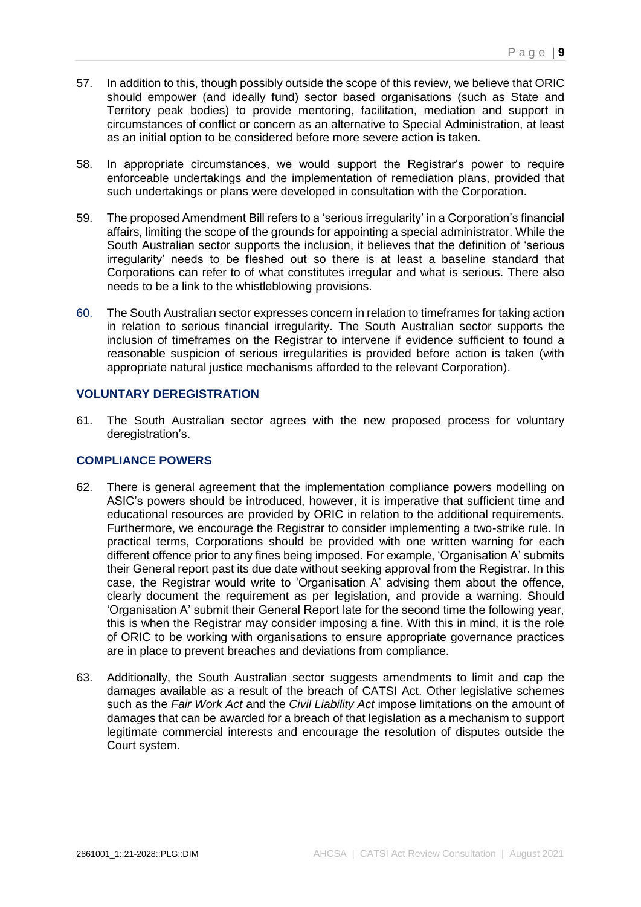57. In addition to this, though possibly outside the scope of this review, we believe that ORIC should empower (and ideally fund) sector based organisations (such as State and Territory peak bodies) to provide mentoring, facilitation, mediation and support in circumstances of conflict or concern as an alternative to Special Administration, at least as an initial option to be considered before more severe action is taken.

58. In appropriate circumstances, we would support the Registrar's power to require enforceable undertakings and the implementation of remediation plans, provided that such undertakings or plans were developed in consultation with the Corporation.

59. The proposed Amendment Bill refers to a 'serious irregularity' in a Corporation's financial affairs, limiting the scope of the grounds for appointing a special administrator. While the South Australian sector supports the inclusion, it believes that the definition of 'serious irregularity' needs to be fleshed out so there is at least a baseline standard that Corporations can refer to of what constitutes irregular and what is serious. There also needs to be a link to the whistleblowing provisions.

60. The South Australian sector expresses concern in relation to timeframes for taking action in relation to serious financial irregularity. The South Australian sector supports the inclusion of timeframes on the Registrar to intervene if evidence sufficient to found a reasonable suspicion of serious irregularities is provided before action is taken (with appropriate natural justice mechanisms afforded to the relevant Corporation).

### VOLUNTARY DEREGISTRATION

61. The South Australian sector agrees with the new proposed process for voluntary deregistration's.

### COMPLIANCE POWERS

62. There is general agreement that the implementation compliance powers modelling on ASIC's powers should be introduced, however, it is imperative that sufficient time and educational resources are provided by ORIC in relation to the additional requirements. Furthermore, we encourage the Registrar to consider implementing a two-strike rule. In practical terms, Corporations should be provided with one written warning for each different offence prior to any fines being imposed. For example, 'Organisation A' submits their General report past its due date without seeking approval from the Registrar. In this case, the Registrar would write to 'Organisation A' advising them about the offence, clearly document the requirement as per legislation, and provide a warning. Should 'Organisation A' submit their General Report late for the second time the following year, this is when the Registrar may consider imposing a fine. With this in mind, it is the role of ORIC to be working with organisations to ensure appropriate governance practices are in place to prevent breaches and deviations from compliance.

63. Additionally, the South Australian sector suggests amendments to limit and cap the damages available as a result of the breach of CATSI Act. Other legislative schemes such as the *Fair Work Act* and the *Civil Liability Act* impose limitations on the amount of damages that can be awarded for a breach of that legislation as a mechanism to support legitimate commercial interests and encourage the resolution of disputes outside the Court system.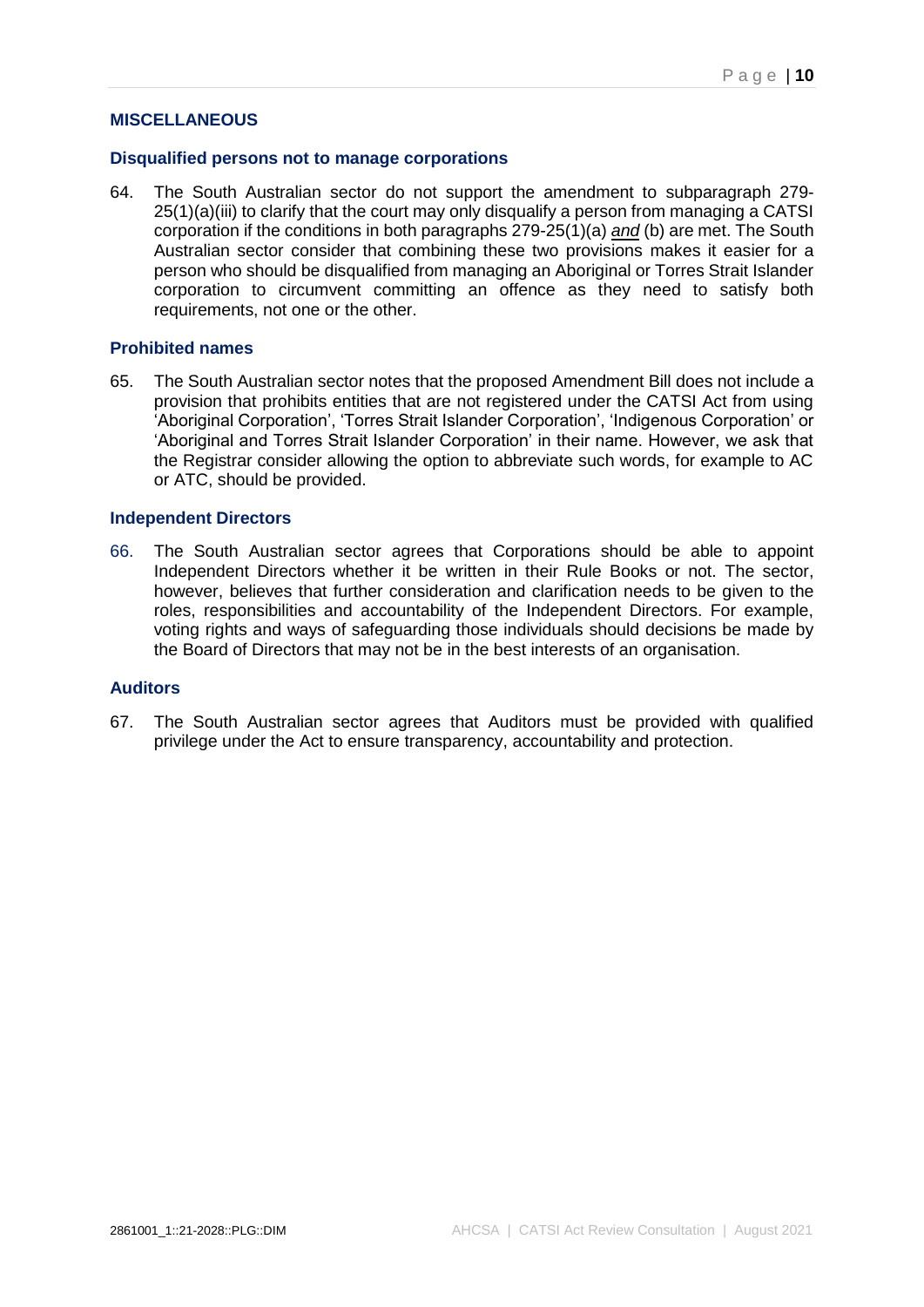## MISCELLANEOUS

### Disqualified persons not to manage corporations

64. The South Australian sector do not support the amendment to subparagraph 279-25(1)(a)(iii) to clarify that the court may only disqualify a person from managing a CATSI corporation if the conditions in both paragraphs 279-25(1)(a) ***and*** (b) are met. The South Australian sector consider that combining these two provisions makes it easier for a person who should be disqualified from managing an Aboriginal or Torres Strait Islander corporation to circumvent committing an offence as they need to satisfy both requirements, not one or the other.

### Prohibited names

65. The South Australian sector notes that the proposed Amendment Bill does not include a provision that prohibits entities that are not registered under the CATSI Act from using 'Aboriginal Corporation', 'Torres Strait Islander Corporation', 'Indigenous Corporation' or 'Aboriginal and Torres Strait Islander Corporation' in their name. However, we ask that the Registrar consider allowing the option to abbreviate such words, for example to AC or ATC, should be provided.

### Independent Directors

66. The South Australian sector agrees that Corporations should be able to appoint Independent Directors whether it be written in their Rule Books or not. The sector, however, believes that further consideration and clarification needs to be given to the roles, responsibilities and accountability of the Independent Directors. For example, voting rights and ways of safeguarding those individuals should decisions be made by the Board of Directors that may not be in the best interests of an organisation.

### Auditors

67. The South Australian sector agrees that Auditors must be provided with qualified privilege under the Act to ensure transparency, accountability and protection.